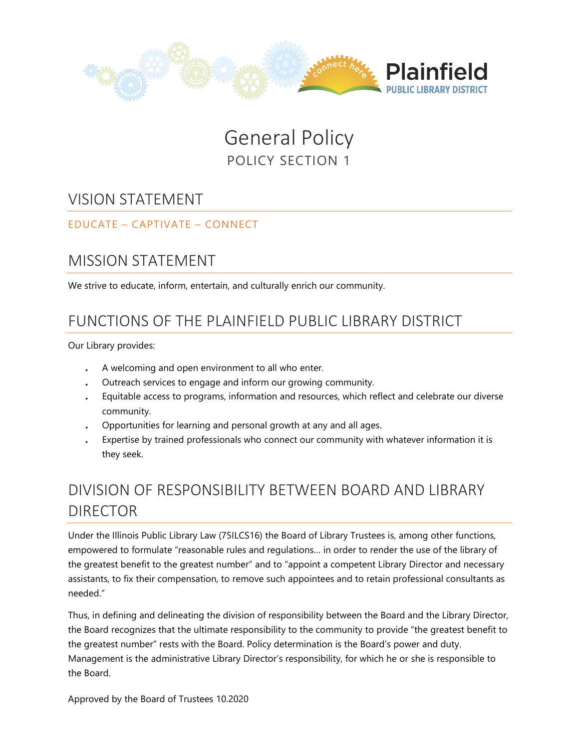# General Policy

## POLICY SECTION 1

## VISION STATEMENT

EDUCATE – CAPTIVATE – CONNECT

## MISSION STATEMENT

We strive to educate, inform, entertain, and culturally enrich our community.

## FUNCTIONS OF THE PLAINFIELD PUBLIC LIBRARY DISTRICT

Our Library provides:

- A welcoming and open environment to all who enter.
- Outreach services to engage and inform our growing community.
- Equitable access to programs, information and resources, which reflect and celebrate our diverse community.
- Opportunities for learning and personal growth at any and all ages.
- Expertise by trained professionals who connect our community with whatever information it is they seek.

## DIVISION OF RESPONSIBILITY BETWEEN BOARD AND LIBRARY DIRECTOR

Under the Illinois Public Library Law (75ILCS16) the Board of Library Trustees is, among other functions, empowered to formulate "reasonable rules and regulations… in order to render the use of the library of the greatest benefit to the greatest number" and to "appoint a competent Library Director and necessary assistants, to fix their compensation, to remove such appointees and to retain professional consultants as needed."

Thus, in defining and delineating the division of responsibility between the Board and the Library Director, the Board recognizes that the ultimate responsibility to the community to provide "the greatest benefit to the greatest number" rests with the Board. Policy determination is the Board's power and duty. Management is the administrative Library Director's responsibility, for which he or she is responsible to the Board.

Approved by the Board of Trustees 10.2020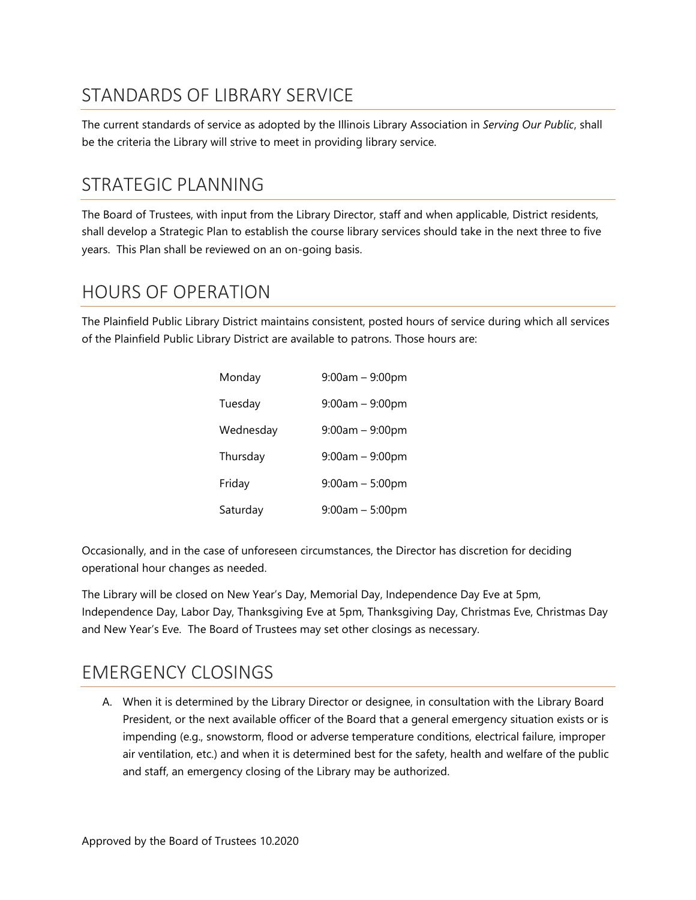## STANDARDS OF LIBRARY SERVICE

The current standards of service as adopted by the Illinois Library Association in *Serving Our Public*, shall be the criteria the Library will strive to meet in providing library service.

## STRATEGIC PLANNING

The Board of Trustees, with input from the Library Director, staff and when applicable, District residents, shall develop a Strategic Plan to establish the course library services should take in the next three to five years. This Plan shall be reviewed on an on-going basis.

## HOURS OF OPERATION

The Plainfield Public Library District maintains consistent, posted hours of service during which all services of the Plainfield Public Library District are available to patrons. Those hours are:

| | |
|---|---|
| Monday | 9:00am – 9:00pm |
| Tuesday | 9:00am – 9:00pm |
| Wednesday | 9:00am – 9:00pm |
| Thursday | 9:00am – 9:00pm |
| Friday | 9:00am – 5:00pm |
| Saturday | 9:00am – 5:00pm |

Occasionally, and in the case of unforeseen circumstances, the Director has discretion for deciding operational hour changes as needed.

The Library will be closed on New Year's Day, Memorial Day, Independence Day Eve at 5pm, Independence Day, Labor Day, Thanksgiving Eve at 5pm, Thanksgiving Day, Christmas Eve, Christmas Day and New Year's Eve. The Board of Trustees may set other closings as necessary.

## EMERGENCY CLOSINGS

A. When it is determined by the Library Director or designee, in consultation with the Library Board President, or the next available officer of the Board that a general emergency situation exists or is impending (e.g., snowstorm, flood or adverse temperature conditions, electrical failure, improper air ventilation, etc.) and when it is determined best for the safety, health and welfare of the public and staff, an emergency closing of the Library may be authorized.

Approved by the Board of Trustees 10.2020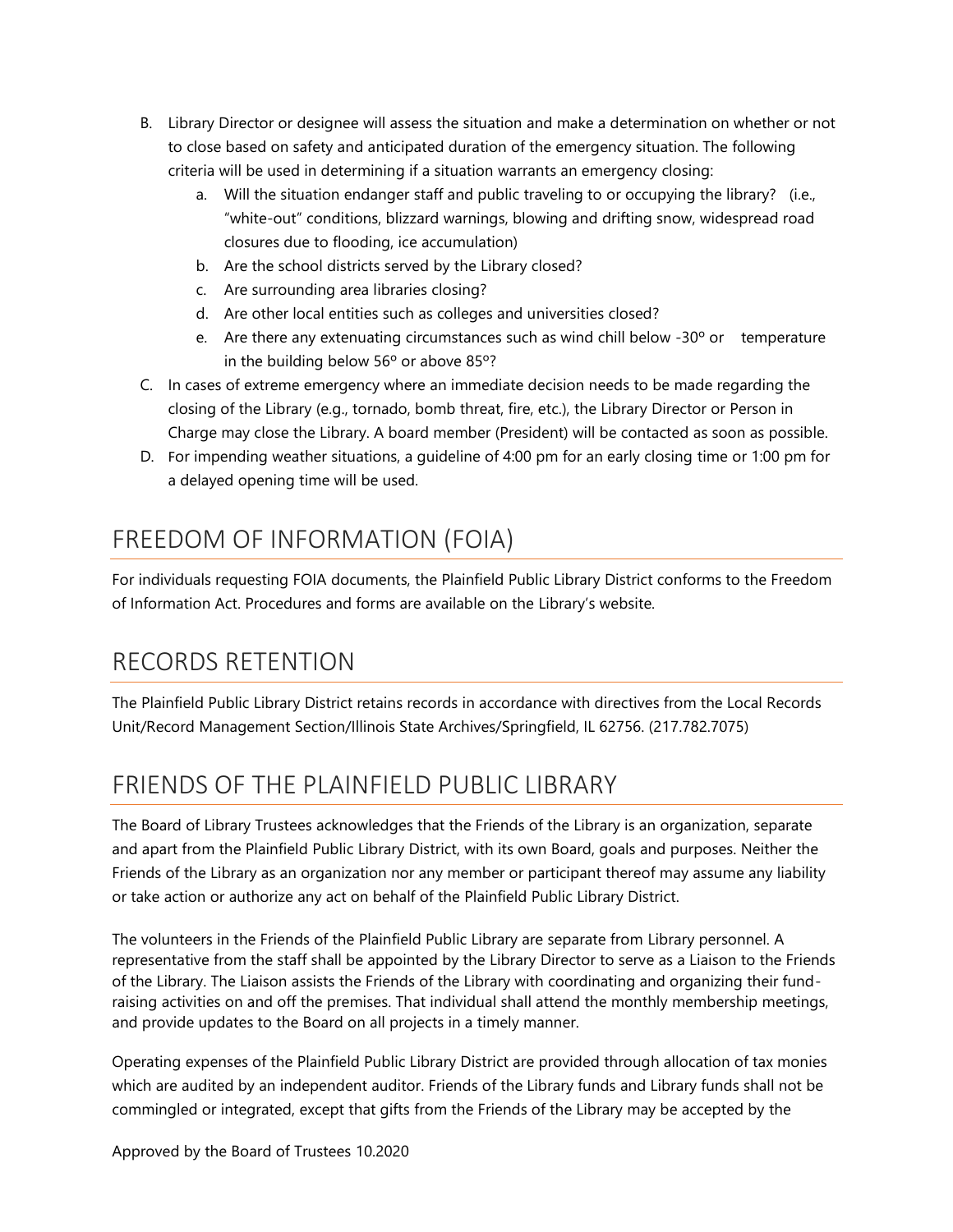B. Library Director or designee will assess the situation and make a determination on whether or not to close based on safety and anticipated duration of the emergency situation. The following criteria will be used in determining if a situation warrants an emergency closing:
   a. Will the situation endanger staff and public traveling to or occupying the library? (i.e., "white-out" conditions, blizzard warnings, blowing and drifting snow, widespread road closures due to flooding, ice accumulation)
   b. Are the school districts served by the Library closed?
   c. Are surrounding area libraries closing?
   d. Are other local entities such as colleges and universities closed?
   e. Are there any extenuating circumstances such as wind chill below -30º or temperature in the building below 56º or above 85º?

C. In cases of extreme emergency where an immediate decision needs to be made regarding the closing of the Library (e.g., tornado, bomb threat, fire, etc.), the Library Director or Person in Charge may close the Library. A board member (President) will be contacted as soon as possible.

D. For impending weather situations, a guideline of 4:00 pm for an early closing time or 1:00 pm for a delayed opening time will be used.

## FREEDOM OF INFORMATION (FOIA)

For individuals requesting FOIA documents, the Plainfield Public Library District conforms to the Freedom of Information Act. Procedures and forms are available on the Library's website.

## RECORDS RETENTION

The Plainfield Public Library District retains records in accordance with directives from the Local Records Unit/Record Management Section/Illinois State Archives/Springfield, IL 62756. (217.782.7075)

## FRIENDS OF THE PLAINFIELD PUBLIC LIBRARY

The Board of Library Trustees acknowledges that the Friends of the Library is an organization, separate and apart from the Plainfield Public Library District, with its own Board, goals and purposes. Neither the Friends of the Library as an organization nor any member or participant thereof may assume any liability or take action or authorize any act on behalf of the Plainfield Public Library District.

The volunteers in the Friends of the Plainfield Public Library are separate from Library personnel. A representative from the staff shall be appointed by the Library Director to serve as a Liaison to the Friends of the Library. The Liaison assists the Friends of the Library with coordinating and organizing their fund-raising activities on and off the premises. That individual shall attend the monthly membership meetings, and provide updates to the Board on all projects in a timely manner.

Operating expenses of the Plainfield Public Library District are provided through allocation of tax monies which are audited by an independent auditor. Friends of the Library funds and Library funds shall not be commingled or integrated, except that gifts from the Friends of the Library may be accepted by the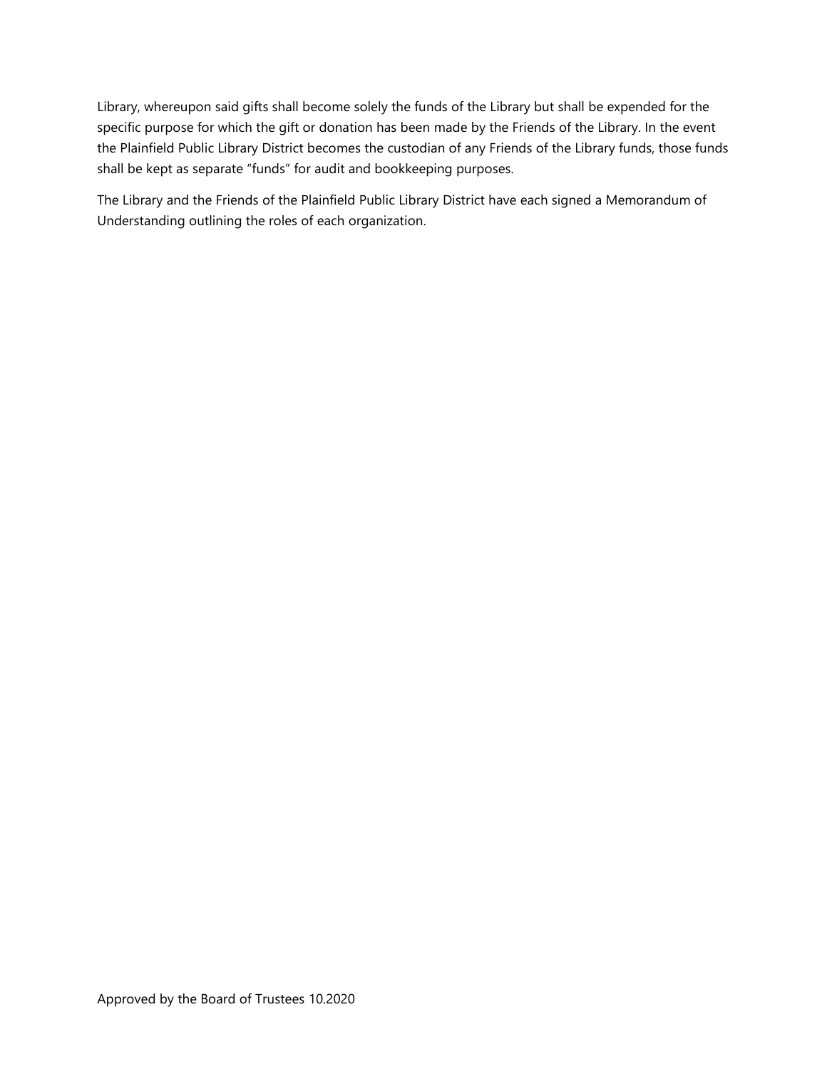Library, whereupon said gifts shall become solely the funds of the Library but shall be expended for the specific purpose for which the gift or donation has been made by the Friends of the Library. In the event the Plainfield Public Library District becomes the custodian of any Friends of the Library funds, those funds shall be kept as separate "funds" for audit and bookkeeping purposes.

The Library and the Friends of the Plainfield Public Library District have each signed a Memorandum of Understanding outlining the roles of each organization.

Approved by the Board of Trustees 10.2020